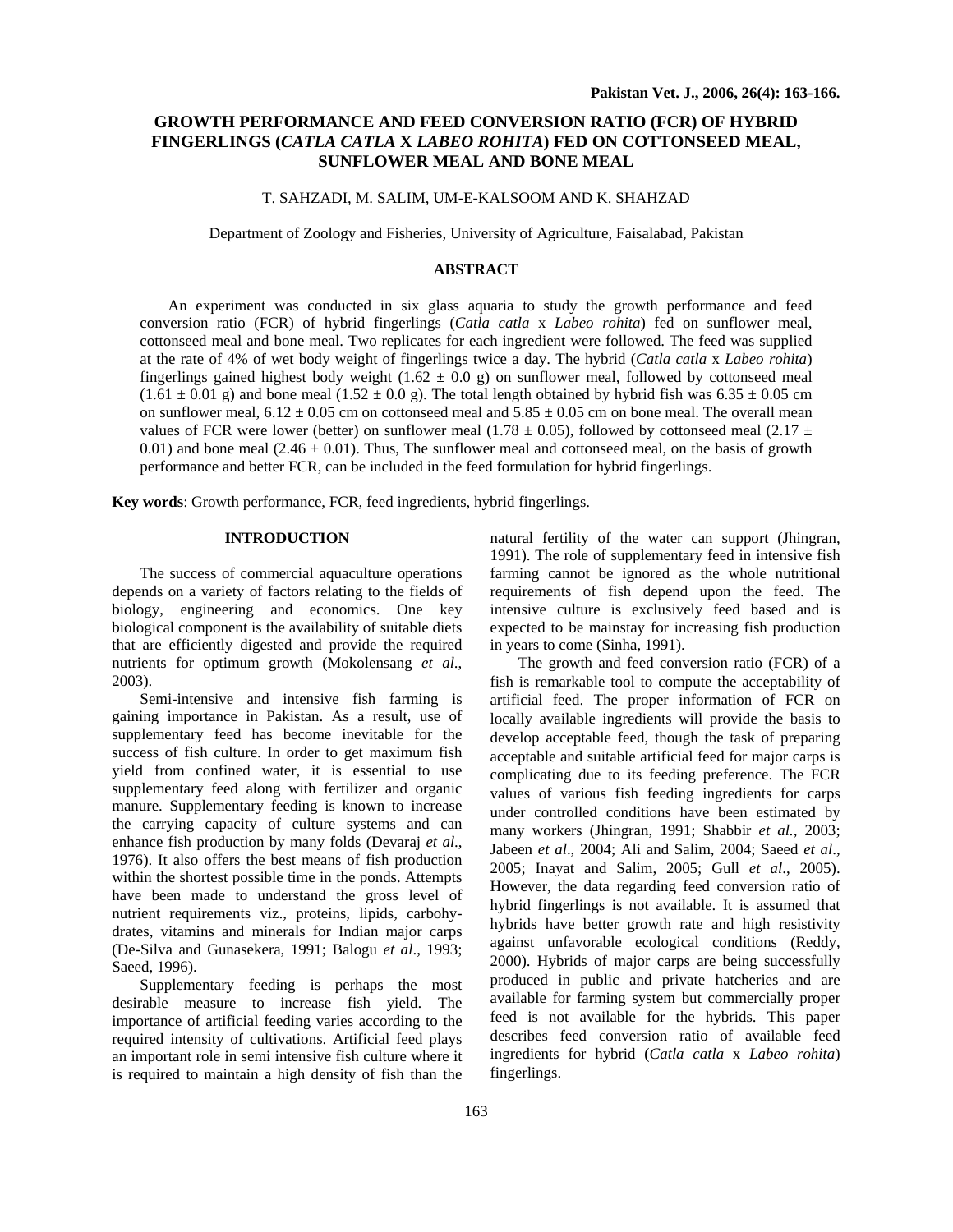# GROWTH PERFORMANCE AND FEED CONVERSION RATIO (FCR) OF HYBRID FINGERLINGS (*CATLA CATLA* X *LABEO ROHITA*) FED ON COTTONSEED MEAL, SUNFLOWER MEAL AND BONE MEAL

T. SAHZADI, M. SALIM, UM-E-KALSOOM AND K. SHAHZAD

Department of Zoology and Fisheries, University of Agriculture, Faisalabad, Pakistan

## ABSTRACT

An experiment was conducted in six glass aquaria to study the growth performance and feed conversion ratio (FCR) of hybrid fingerlings (*Catla catla* x *Labeo rohita*) fed on sunflower meal, cottonseed meal and bone meal. Two replicates for each ingredient were followed. The feed was supplied at the rate of 4% of wet body weight of fingerlings twice a day. The hybrid (*Catla catla* x *Labeo rohita*) fingerlings gained highest body weight (1.62 ± 0.0 g) on sunflower meal, followed by cottonseed meal (1.61 ± 0.01 g) and bone meal (1.52 ± 0.0 g). The total length obtained by hybrid fish was 6.35 ± 0.05 cm on sunflower meal, 6.12 ± 0.05 cm on cottonseed meal and 5.85 ± 0.05 cm on bone meal. The overall mean values of FCR were lower (better) on sunflower meal (1.78 ± 0.05), followed by cottonseed meal (2.17 ± 0.01) and bone meal (2.46 ± 0.01). Thus, The sunflower meal and cottonseed meal, on the basis of growth performance and better FCR, can be included in the feed formulation for hybrid fingerlings.

**Key words**: Growth performance, FCR, feed ingredients, hybrid fingerlings.

## INTRODUCTION

The success of commercial aquaculture operations depends on a variety of factors relating to the fields of biology, engineering and economics. One key biological component is the availability of suitable diets that are efficiently digested and provide the required nutrients for optimum growth (Mokolensang *et al*., 2003).

Semi-intensive and intensive fish farming is gaining importance in Pakistan. As a result, use of supplementary feed has become inevitable for the success of fish culture. In order to get maximum fish yield from confined water, it is essential to use supplementary feed along with fertilizer and organic manure. Supplementary feeding is known to increase the carrying capacity of culture systems and can enhance fish production by many folds (Devaraj *et al*., 1976). It also offers the best means of fish production within the shortest possible time in the ponds. Attempts have been made to understand the gross level of nutrient requirements viz., proteins, lipids, carbohydrates, vitamins and minerals for Indian major carps (De-Silva and Gunasekera, 1991; Balogu *et al*., 1993; Saeed, 1996).

Supplementary feeding is perhaps the most desirable measure to increase fish yield. The importance of artificial feeding varies according to the required intensity of cultivations. Artificial feed plays an important role in semi intensive fish culture where it is required to maintain a high density of fish than the natural fertility of the water can support (Jhingran, 1991). The role of supplementary feed in intensive fish farming cannot be ignored as the whole nutritional requirements of fish depend upon the feed. The intensive culture is exclusively feed based and is expected to be mainstay for increasing fish production in years to come (Sinha, 1991).

The growth and feed conversion ratio (FCR) of a fish is remarkable tool to compute the acceptability of artificial feed. The proper information of FCR on locally available ingredients will provide the basis to develop acceptable feed, though the task of preparing acceptable and suitable artificial feed for major carps is complicating due to its feeding preference. The FCR values of various fish feeding ingredients for carps under controlled conditions have been estimated by many workers (Jhingran, 1991; Shabbir *et al.,* 2003; Jabeen *et al*., 2004; Ali and Salim, 2004; Saeed *et al*., 2005; Inayat and Salim, 2005; Gull *et al*., 2005). However, the data regarding feed conversion ratio of hybrid fingerlings is not available. It is assumed that hybrids have better growth rate and high resistivity against unfavorable ecological conditions (Reddy, 2000). Hybrids of major carps are being successfully produced in public and private hatcheries and are available for farming system but commercially proper feed is not available for the hybrids. This paper describes feed conversion ratio of available feed ingredients for hybrid (*Catla catla* x *Labeo rohita*) fingerlings.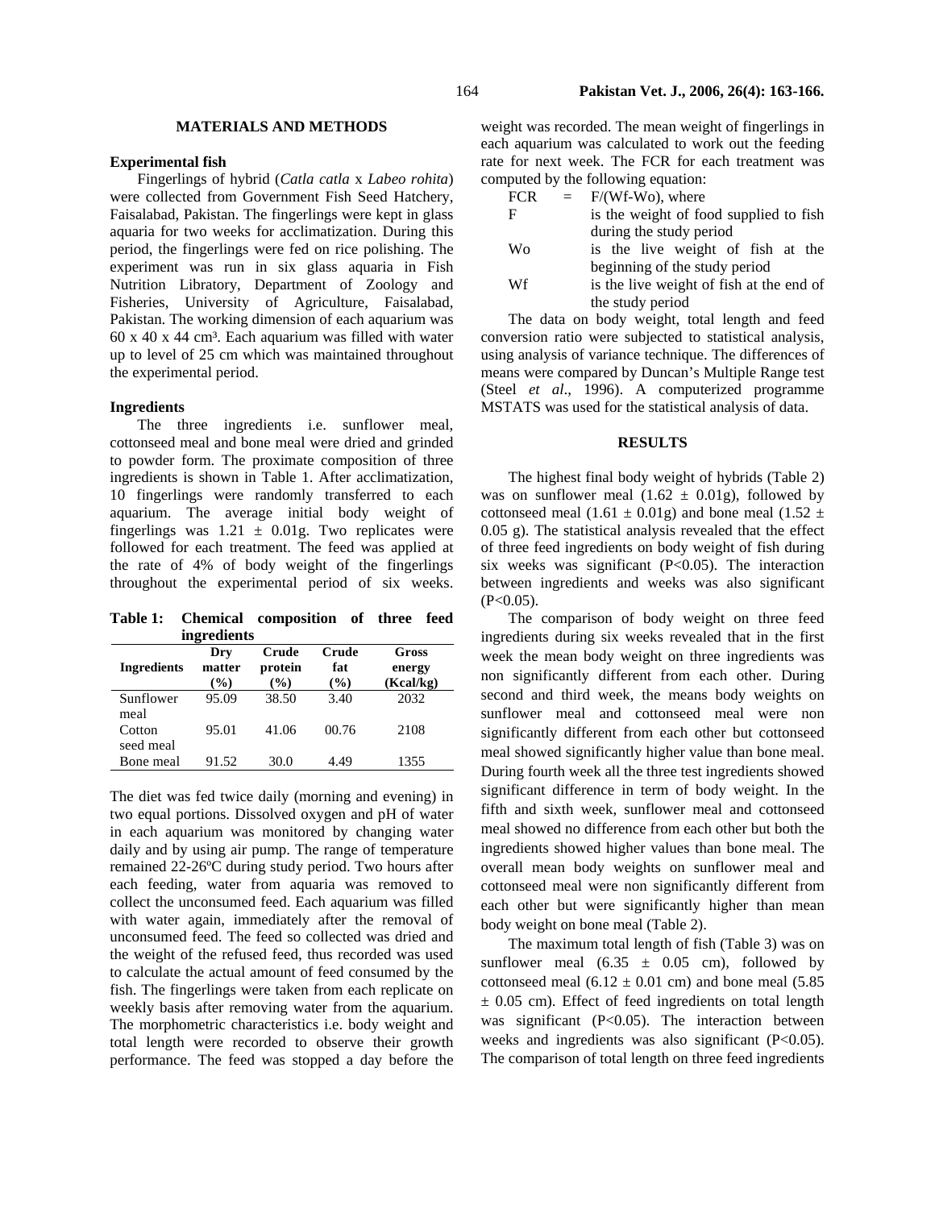## MATERIALS AND METHODS

### Experimental fish

Fingerlings of hybrid (*Catla catla* x *Labeo rohita*) were collected from Government Fish Seed Hatchery, Faisalabad, Pakistan. The fingerlings were kept in glass aquaria for two weeks for acclimatization. During this period, the fingerlings were fed on rice polishing. The experiment was run in six glass aquaria in Fish Nutrition Library, Department of Zoology and Fisheries, University of Agriculture, Faisalabad, Pakistan. The working dimension of each aquarium was 60 x 40 x 44 cm³. Each aquarium was filled with water up to level of 25 cm which was maintained throughout the experimental period.

### Ingredients

The three ingredients i.e. sunflower meal, cottonseed meal and bone meal were dried and grinded to powder form. The proximate composition of three ingredients is shown in Table 1. After acclimatization, 10 fingerlings were randomly transferred to each aquarium. The average initial body weight of fingerlings was 1.21 ± 0.01g. Two replicates were followed for each treatment. The feed was applied at the rate of 4% of body weight of the fingerlings throughout the experimental period of six weeks.

**Table 1: Chemical composition of three feed ingredients**

| Ingredients | Dry matter (%) | Crude protein (%) | Crude fat (%) | Gross energy (Kcal/kg) |
|---|---|---|---|---|
| Sunflower meal | 95.09 | 38.50 | 3.40 | 2032 |
| Cotton seed meal | 95.01 | 41.06 | 00.76 | 2108 |
| Bone meal | 91.52 | 30.0 | 4.49 | 1355 |

The diet was fed twice daily (morning and evening) in two equal portions. Dissolved oxygen and pH of water in each aquarium was monitored by changing water daily and by using air pump. The range of temperature remained 22-26ºC during study period. Two hours after each feeding, water from aquaria was removed to collect the unconsumed feed. Each aquarium was filled with water again, immediately after the removal of unconsumed feed. The feed so collected was dried and the weight of the refused feed, thus recorded was used to calculate the actual amount of feed consumed by the fish. The fingerlings were taken from each replicate on weekly basis after removing water from the aquarium. The morphometric characteristics i.e. body weight and total length were recorded to observe their growth performance. The feed was stopped a day before the weight was recorded. The mean weight of fingerlings in each aquarium was calculated to work out the feeding rate for next week. The FCR for each treatment was computed by the following equation:

$$FCR = F/(W_f - W_o)$$

where

- F is the weight of food supplied to fish during the study period
- Wo is the live weight of fish at the beginning of the study period
- Wf is the live weight of fish at the end of the study period

The data on body weight, total length and feed conversion ratio were subjected to statistical analysis, using analysis of variance technique. The differences of means were compared by Duncan's Multiple Range test (Steel *et al*., 1996). A computerized programme MSTATS was used for the statistical analysis of data.

## RESULTS

The highest final body weight of hybrids (Table 2) was on sunflower meal (1.62 ± 0.01g), followed by cottonseed meal (1.61 ± 0.01g) and bone meal (1.52 ± 0.05 g). The statistical analysis revealed that the effect of three feed ingredients on body weight of fish during six weeks was significant ($P<0.05$). The interaction between ingredients and weeks was also significant ($P<0.05$).

The comparison of body weight on three feed ingredients during six weeks revealed that in the first week the mean body weight on three ingredients was non significantly different from each other. During second and third week, the means body weights on sunflower meal and cottonseed meal were non significantly different from each other but cottonseed meal showed significantly higher value than bone meal. During fourth week all the three test ingredients showed significant difference in term of body weight. In the fifth and sixth week, sunflower meal and cottonseed meal showed no difference from each other but both the ingredients showed higher values than bone meal. The overall mean body weights on sunflower meal and cottonseed meal were non significantly different from each other but were significantly higher than mean body weight on bone meal (Table 2).

The maximum total length of fish (Table 3) was on sunflower meal (6.35 ± 0.05 cm), followed by cottonseed meal (6.12 ± 0.01 cm) and bone meal (5.85 ± 0.05 cm). Effect of feed ingredients on total length was significant ($P<0.05$). The interaction between weeks and ingredients was also significant ($P<0.05$). The comparison of total length on three feed ingredients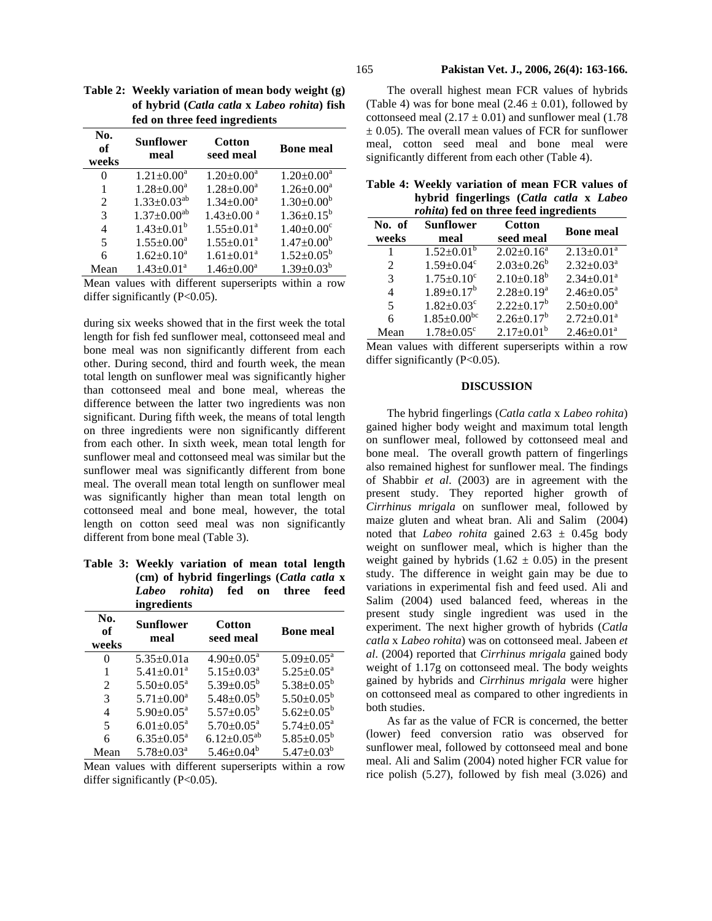**Table 2: Weekly variation of mean body weight (g) of hybrid (*Catla catla* x *Labeo rohita*) fish fed on three feed ingredients**

| No. of weeks | Sunflower meal | Cotton seed meal | Bone meal |
|---|---|---|---|
| 0 | 1.21±0.00[a] | 1.20±0.00[a] | 1.20±0.00[a] |
| 1 | 1.28±0.00[a] | 1.28±0.00[a] | 1.26±0.00[a] |
| 2 | 1.33±0.03[ab] | 1.34±0.00[a] | 1.30±0.00[b] |
| 3 | 1.37±0.00[ab] | 1.43±0.00 [a] | 1.36±0.15[b] |
| 4 | 1.43±0.01[b] | 1.55±0.01[a] | 1.40±0.00[c] |
| 5 | 1.55±0.00[a] | 1.55±0.01[a] | 1.47±0.00[b] |
| 6 | 1.62±0.10[a] | 1.61±0.01[a] | 1.52±0.05[b] |
| Mean | 1.43±0.01[a] | 1.46±0.00[a] | 1.39±0.03[b] |

Mean values with different superseripts within a row differ significantly (P<0.05).

during six weeks showed that in the first week the total length for fish fed sunflower meal, cottonseed meal and bone meal was non significantly different from each other. During second, third and fourth week, the mean total length on sunflower meal was significantly higher than cottonseed meal and bone meal, whereas the difference between the latter two ingredients was non significant. During fifth week, the means of total length on three ingredients were non significantly different from each other. In sixth week, mean total length for sunflower meal and cottonseed meal was similar but the sunflower meal was significantly different from bone meal. The overall mean total length on sunflower meal was significantly higher than mean total length on cottonseed meal and bone meal, however, the total length on cotton seed meal was non significantly different from bone meal (Table 3).

**Table 3: Weekly variation of mean total length (cm) of hybrid fingerlings (*Catla catla* x *Labeo rohita*) fed on three feed ingredients**

| No. of weeks | Sunflower meal | Cotton seed meal | Bone meal |
|---|---|---|---|
| 0 | 5.35±0.01a | 4.90±0.05[a] | 5.09±0.05[a] |
| 1 | 5.41±0.01[a] | 5.15±0.03[a] | 5.25±0.05[a] |
| 2 | 5.50±0.05[a] | 5.39±0.05[b] | 5.38±0.05[b] |
| 3 | 5.71±0.00[a] | 5.48±0.05[b] | 5.50±0.05[b] |
| 4 | 5.90±0.05[a] | 5.57±0.05[b] | 5.62±0.05[b] |
| 5 | 6.01±0.05[a] | 5.70±0.05[a] | 5.74±0.05[a] |
| 6 | 6.35±0.05[a] | 6.12±0.05[ab] | 5.85±0.05[b] |
| Mean | 5.78±0.03[a] | 5.46±0.04[b] | 5.47±0.03[b] |

Mean values with different superseripts within a row differ significantly (P<0.05).

The overall highest mean FCR values of hybrids (Table 4) was for bone meal (2.46 ± 0.01), followed by cottonseed meal (2.17 ± 0.01) and sunflower meal (1.78 ± 0.05). The overall mean values of FCR for sunflower meal, cotton seed meal and bone meal were significantly different from each other (Table 4).

**Table 4: Weekly variation of mean FCR values of hybrid fingerlings (*Catla catla* x *Labeo rohita*) fed on three feed ingredients**

| No. of weeks | Sunflower meal | Cotton seed meal | Bone meal |
|---|---|---|---|
| 1 | 1.52±0.01[b] | 2.02±0.16[a] | 2.13±0.01[a] |
| 2 | 1.59±0.04[c] | 2.03±0.26[b] | 2.32±0.03[a] |
| 3 | 1.75±0.10[c] | 2.10±0.18[b] | 2.34±0.01[a] |
| 4 | 1.89±0.17[b] | 2.28±0.19[a] | 2.46±0.05[a] |
| 5 | 1.82±0.03[c] | 2.22±0.17[b] | 2.50±0.00[a] |
| 6 | 1.85±0.00[bc] | 2.26±0.17[b] | 2.72±0.01[a] |
| Mean | 1.78±0.05[c] | 2.17±0.01[b] | 2.46±0.01[a] |

Mean values with different superseripts within a row differ significantly (P<0.05).

## DISCUSSION

The hybrid fingerlings (*Catla catla* x *Labeo rohita*) gained higher body weight and maximum total length on sunflower meal, followed by cottonseed meal and bone meal. The overall growth pattern of fingerlings also remained highest for sunflower meal. The findings of Shabbir *et al*. (2003) are in agreement with the present study. They reported higher growth of *Cirrhinus mrigala* on sunflower meal, followed by maize gluten and wheat bran. Ali and Salim (2004) noted that *Labeo rohita* gained 2.63 ± 0.45g body weight on sunflower meal, which is higher than the weight gained by hybrids (1.62 ± 0.05) in the present study. The difference in weight gain may be due to variations in experimental fish and feed used. Ali and Salim (2004) used balanced feed, whereas in the present study single ingredient was used in the experiment. The next higher growth of hybrids (*Catla catla* x *Labeo rohita*) was on cottonseed meal. Jabeen *et al*. (2004) reported that *Cirrhinus mrigala* gained body weight of 1.17g on cottonseed meal. The body weights gained by hybrids and *Cirrhinus mrigala* were higher on cottonseed meal as compared to other ingredients in both studies.

As far as the value of FCR is concerned, the better (lower) feed conversion ratio was observed for sunflower meal, followed by cottonseed meal and bone meal. Ali and Salim (2004) noted higher FCR value for rice polish (5.27), followed by fish meal (3.026) and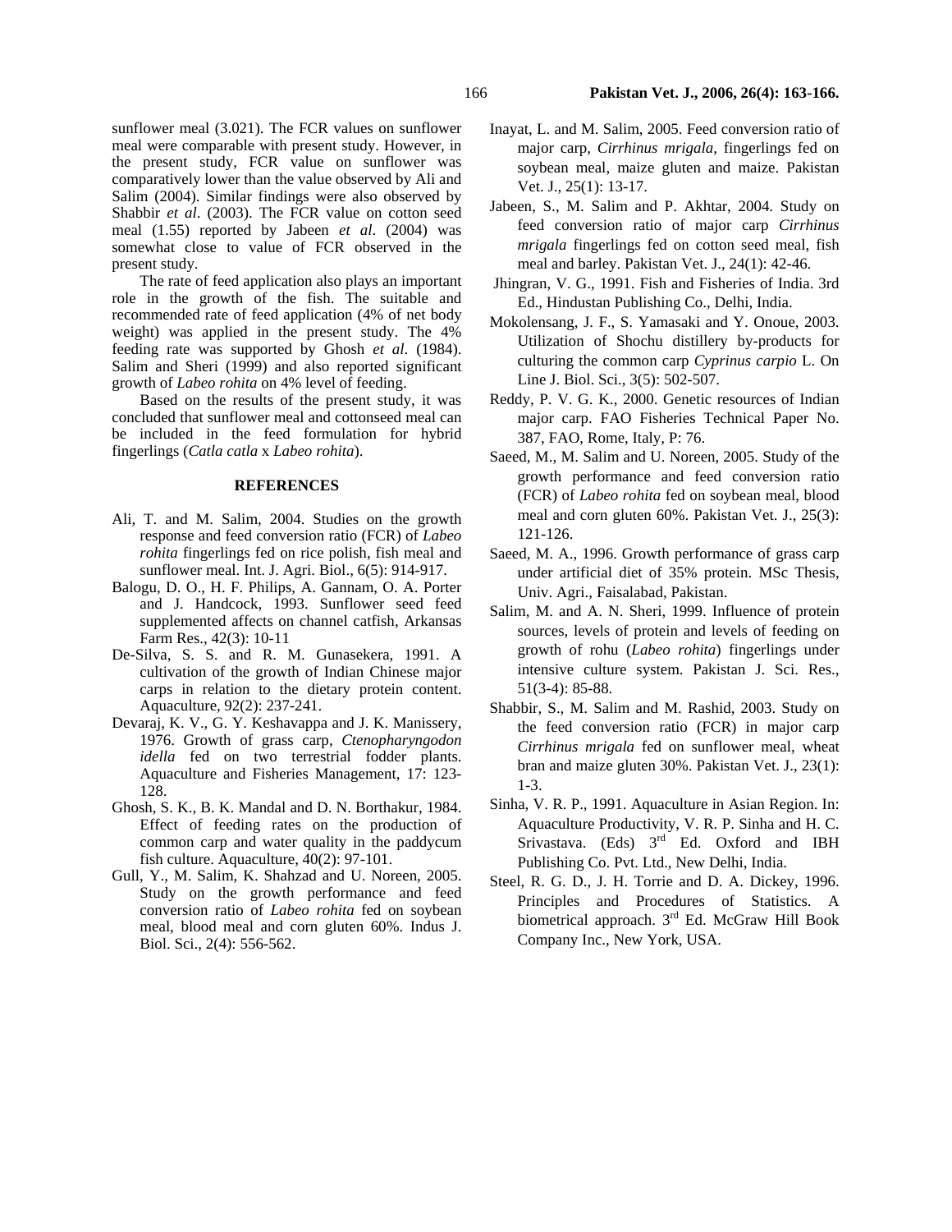sunflower meal (3.021). The FCR values on sunflower meal were comparable with present study. However, in the present study, FCR value on sunflower was comparatively lower than the value observed by Ali and Salim (2004). Similar findings were also observed by Shabbir *et al*. (2003). The FCR value on cotton seed meal (1.55) reported by Jabeen *et al*. (2004) was somewhat close to value of FCR observed in the present study.

The rate of feed application also plays an important role in the growth of the fish. The suitable and recommended rate of feed application (4% of net body weight) was applied in the present study. The 4% feeding rate was supported by Ghosh *et al*. (1984). Salim and Sheri (1999) and also reported significant growth of *Labeo rohita* on 4% level of feeding.

Based on the results of the present study, it was concluded that sunflower meal and cottonseed meal can be included in the feed formulation for hybrid fingerlings (*Catla catla* x *Labeo rohita*).

## REFERENCES

Ali, T. and M. Salim, 2004. Studies on the growth response and feed conversion ratio (FCR) of *Labeo rohita* fingerlings fed on rice polish, fish meal and sunflower meal. Int. J. Agri. Biol., 6(5): 914-917.

Balogu, D. O., H. F. Philips, A. Gannam, O. A. Porter and J. Handcock, 1993. Sunflower seed feed supplemented affects on channel catfish, Arkansas Farm Res., 42(3): 10-11

De-Silva, S. S. and R. M. Gunasekera, 1991. A cultivation of the growth of Indian Chinese major carps in relation to the dietary protein content. Aquaculture, 92(2): 237-241.

Devaraj, K. V., G. Y. Keshavappa and J. K. Manissery, 1976. Growth of grass carp, *Ctenopharyngodon idella* fed on two terrestrial fodder plants. Aquaculture and Fisheries Management, 17: 123-128.

Ghosh, S. K., B. K. Mandal and D. N. Borthakur, 1984. Effect of feeding rates on the production of common carp and water quality in the paddycum fish culture. Aquaculture, 40(2): 97-101.

Gull, Y., M. Salim, K. Shahzad and U. Noreen, 2005. Study on the growth performance and feed conversion ratio of *Labeo rohita* fed on soybean meal, blood meal and corn gluten 60%. Indus J. Biol. Sci., 2(4): 556-562.

Inayat, L. and M. Salim, 2005. Feed conversion ratio of major carp, *Cirrhinus mrigala*, fingerlings fed on soybean meal, maize gluten and maize. Pakistan Vet. J., 25(1): 13-17.

Jabeen, S., M. Salim and P. Akhtar, 2004. Study on feed conversion ratio of major carp *Cirrhinus mrigala* fingerlings fed on cotton seed meal, fish meal and barley. Pakistan Vet. J., 24(1): 42-46.

Jhingran, V. G., 1991. Fish and Fisheries of India. 3rd Ed., Hindustan Publishing Co., Delhi, India.

Mokolensang, J. F., S. Yamasaki and Y. Onoue, 2003. Utilization of Shochu distillery by-products for culturing the common carp *Cyprinus carpio* L. On Line J. Biol. Sci., 3(5): 502-507.

Reddy, P. V. G. K., 2000. Genetic resources of Indian major carp. FAO Fisheries Technical Paper No. 387, FAO, Rome, Italy, P: 76.

Saeed, M., M. Salim and U. Noreen, 2005. Study of the growth performance and feed conversion ratio (FCR) of *Labeo rohita* fed on soybean meal, blood meal and corn gluten 60%. Pakistan Vet. J., 25(3): 121-126.

Saeed, M. A., 1996. Growth performance of grass carp under artificial diet of 35% protein. MSc Thesis, Univ. Agri., Faisalabad, Pakistan.

Salim, M. and A. N. Sheri, 1999. Influence of protein sources, levels of protein and levels of feeding on growth of rohu (*Labeo rohita*) fingerlings under intensive culture system. Pakistan J. Sci. Res., 51(3-4): 85-88.

Shabbir, S., M. Salim and M. Rashid, 2003. Study on the feed conversion ratio (FCR) in major carp *Cirrhinus mrigala* fed on sunflower meal, wheat bran and maize gluten 30%. Pakistan Vet. J., 23(1): 1-3.

Sinha, V. R. P., 1991. Aquaculture in Asian Region. In: Aquaculture Productivity, V. R. P. Sinha and H. C. Srivastava. (Eds) 3rd Ed. Oxford and IBH Publishing Co. Pvt. Ltd., New Delhi, India.

Steel, R. G. D., J. H. Torrie and D. A. Dickey, 1996. Principles and Procedures of Statistics. A biometrical approach. 3rd Ed. McGraw Hill Book Company Inc., New York, USA.